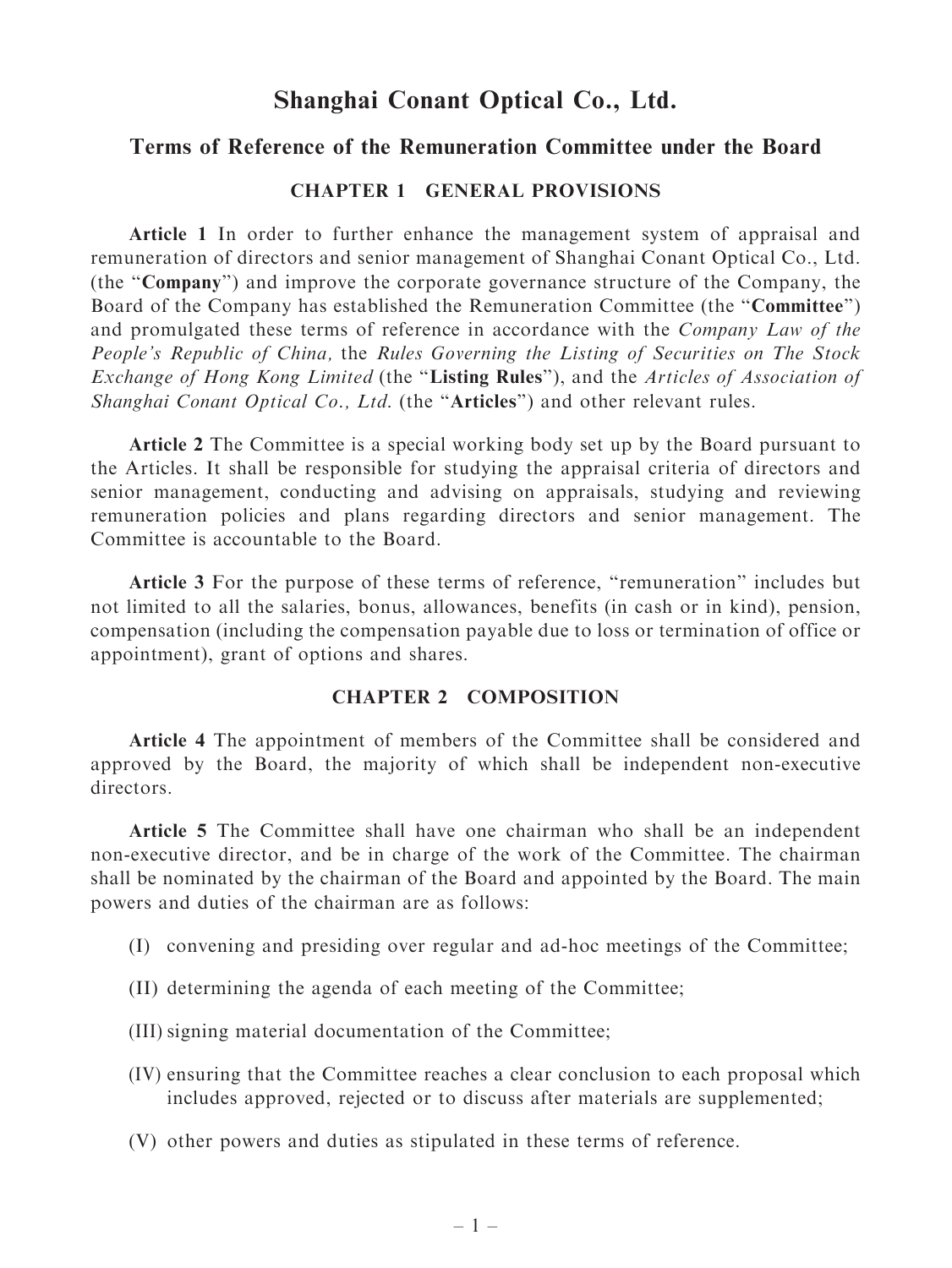# Shanghai Conant Optical Co., Ltd.

## Terms of Reference of the Remuneration Committee under the Board

### CHAPTER 1 GENERAL PROVISIONS

**Article 1** In order to further enhance the management system of appraisal and remuneration of directors and senior management of Shanghai Conant Optical Co., Ltd. (the "**Company**") and improve the corporate governance structure of the Company, the Board of the Company has established the Remuneration Committee (the "**Committee**") and promulgated these terms of reference in accordance with the *Company Law of the People's Republic of China,* the *Rules Governing the Listing of Securities on The Stock Exchange of Hong Kong Limited* (the "**Listing Rules**"), and the *Articles of Association of Shanghai Conant Optical Co., Ltd.* (the "**Articles**") and other relevant rules.

**Article 2** The Committee is a special working body set up by the Board pursuant to the Articles. It shall be responsible for studying the appraisal criteria of directors and senior management, conducting and advising on appraisals, studying and reviewing remuneration policies and plans regarding directors and senior management. The Committee is accountable to the Board.

**Article 3** For the purpose of these terms of reference, "remuneration" includes but not limited to all the salaries, bonus, allowances, benefits (in cash or in kind), pension, compensation (including the compensation payable due to loss or termination of office or appointment), grant of options and shares.

### CHAPTER 2 COMPOSITION

**Article 4** The appointment of members of the Committee shall be considered and approved by the Board, the majority of which shall be independent non-executive directors.

**Article 5** The Committee shall have one chairman who shall be an independent non-executive director, and be in charge of the work of the Committee. The chairman shall be nominated by the chairman of the Board and appointed by the Board. The main powers and duties of the chairman are as follows:

(I) convening and presiding over regular and ad-hoc meetings of the Committee;

(II) determining the agenda of each meeting of the Committee;

(III) signing material documentation of the Committee;

(IV) ensuring that the Committee reaches a clear conclusion to each proposal which includes approved, rejected or to discuss after materials are supplemented;

(V) other powers and duties as stipulated in these terms of reference.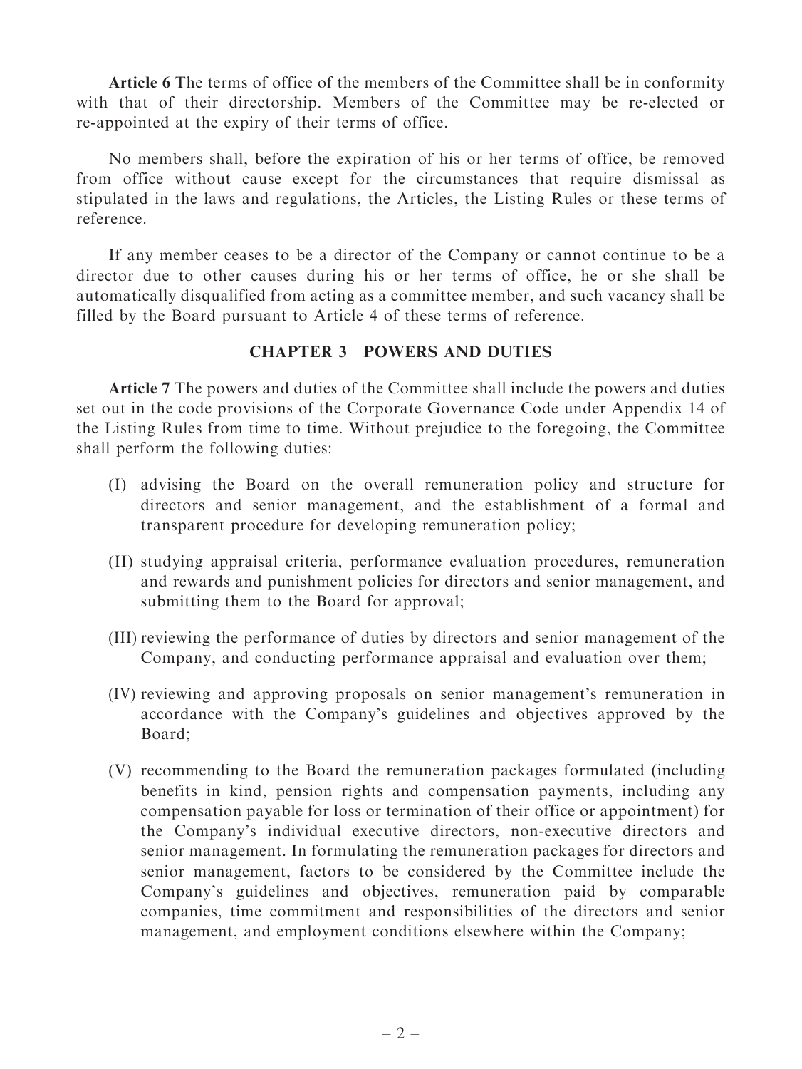**Article 6** The terms of office of the members of the Committee shall be in conformity with that of their directorship. Members of the Committee may be re-elected or re-appointed at the expiry of their terms of office.

No members shall, before the expiration of his or her terms of office, be removed from office without cause except for the circumstances that require dismissal as stipulated in the laws and regulations, the Articles, the Listing Rules or these terms of reference.

If any member ceases to be a director of the Company or cannot continue to be a director due to other causes during his or her terms of office, he or she shall be automatically disqualified from acting as a committee member, and such vacancy shall be filled by the Board pursuant to Article 4 of these terms of reference.

## CHAPTER 3 POWERS AND DUTIES

**Article 7** The powers and duties of the Committee shall include the powers and duties set out in the code provisions of the Corporate Governance Code under Appendix 14 of the Listing Rules from time to time. Without prejudice to the foregoing, the Committee shall perform the following duties:

(I) advising the Board on the overall remuneration policy and structure for directors and senior management, and the establishment of a formal and transparent procedure for developing remuneration policy;

(II) studying appraisal criteria, performance evaluation procedures, remuneration and rewards and punishment policies for directors and senior management, and submitting them to the Board for approval;

(III) reviewing the performance of duties by directors and senior management of the Company, and conducting performance appraisal and evaluation over them;

(IV) reviewing and approving proposals on senior management's remuneration in accordance with the Company's guidelines and objectives approved by the Board;

(V) recommending to the Board the remuneration packages formulated (including benefits in kind, pension rights and compensation payments, including any compensation payable for loss or termination of their office or appointment) for the Company's individual executive directors, non-executive directors and senior management. In formulating the remuneration packages for directors and senior management, factors to be considered by the Committee include the Company's guidelines and objectives, remuneration paid by comparable companies, time commitment and responsibilities of the directors and senior management, and employment conditions elsewhere within the Company;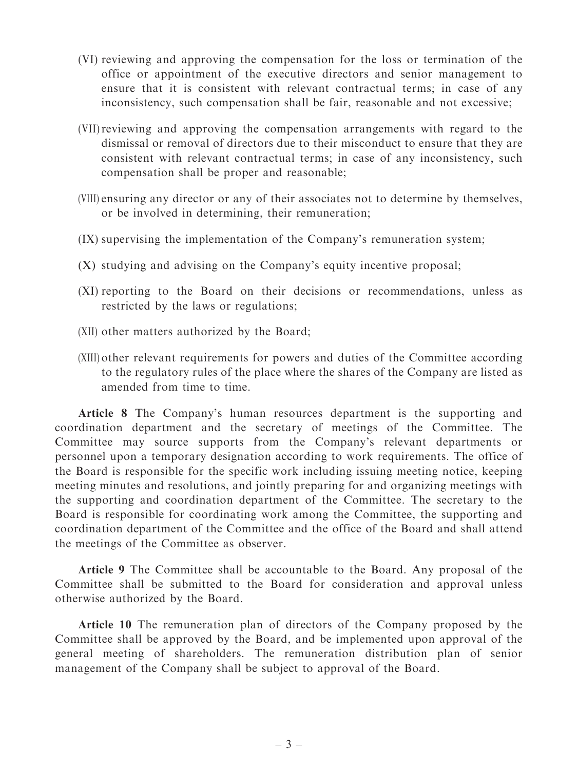(VI) reviewing and approving the compensation for the loss or termination of the office or appointment of the executive directors and senior management to ensure that it is consistent with relevant contractual terms; in case of any inconsistency, such compensation shall be fair, reasonable and not excessive;

(VII) reviewing and approving the compensation arrangements with regard to the dismissal or removal of directors due to their misconduct to ensure that they are consistent with relevant contractual terms; in case of any inconsistency, such compensation shall be proper and reasonable;

(VIII) ensuring any director or any of their associates not to determine by themselves, or be involved in determining, their remuneration;

(IX) supervising the implementation of the Company's remuneration system;

(X) studying and advising on the Company's equity incentive proposal;

(XI) reporting to the Board on their decisions or recommendations, unless as restricted by the laws or regulations;

(XII) other matters authorized by the Board;

(XIII) other relevant requirements for powers and duties of the Committee according to the regulatory rules of the place where the shares of the Company are listed as amended from time to time.

**Article 8** The Company's human resources department is the supporting and coordination department and the secretary of meetings of the Committee. The Committee may source supports from the Company's relevant departments or personnel upon a temporary designation according to work requirements. The office of the Board is responsible for the specific work including issuing meeting notice, keeping meeting minutes and resolutions, and jointly preparing for and organizing meetings with the supporting and coordination department of the Committee. The secretary to the Board is responsible for coordinating work among the Committee, the supporting and coordination department of the Committee and the office of the Board and shall attend the meetings of the Committee as observer.

**Article 9** The Committee shall be accountable to the Board. Any proposal of the Committee shall be submitted to the Board for consideration and approval unless otherwise authorized by the Board.

**Article 10** The remuneration plan of directors of the Company proposed by the Committee shall be approved by the Board, and be implemented upon approval of the general meeting of shareholders. The remuneration distribution plan of senior management of the Company shall be subject to approval of the Board.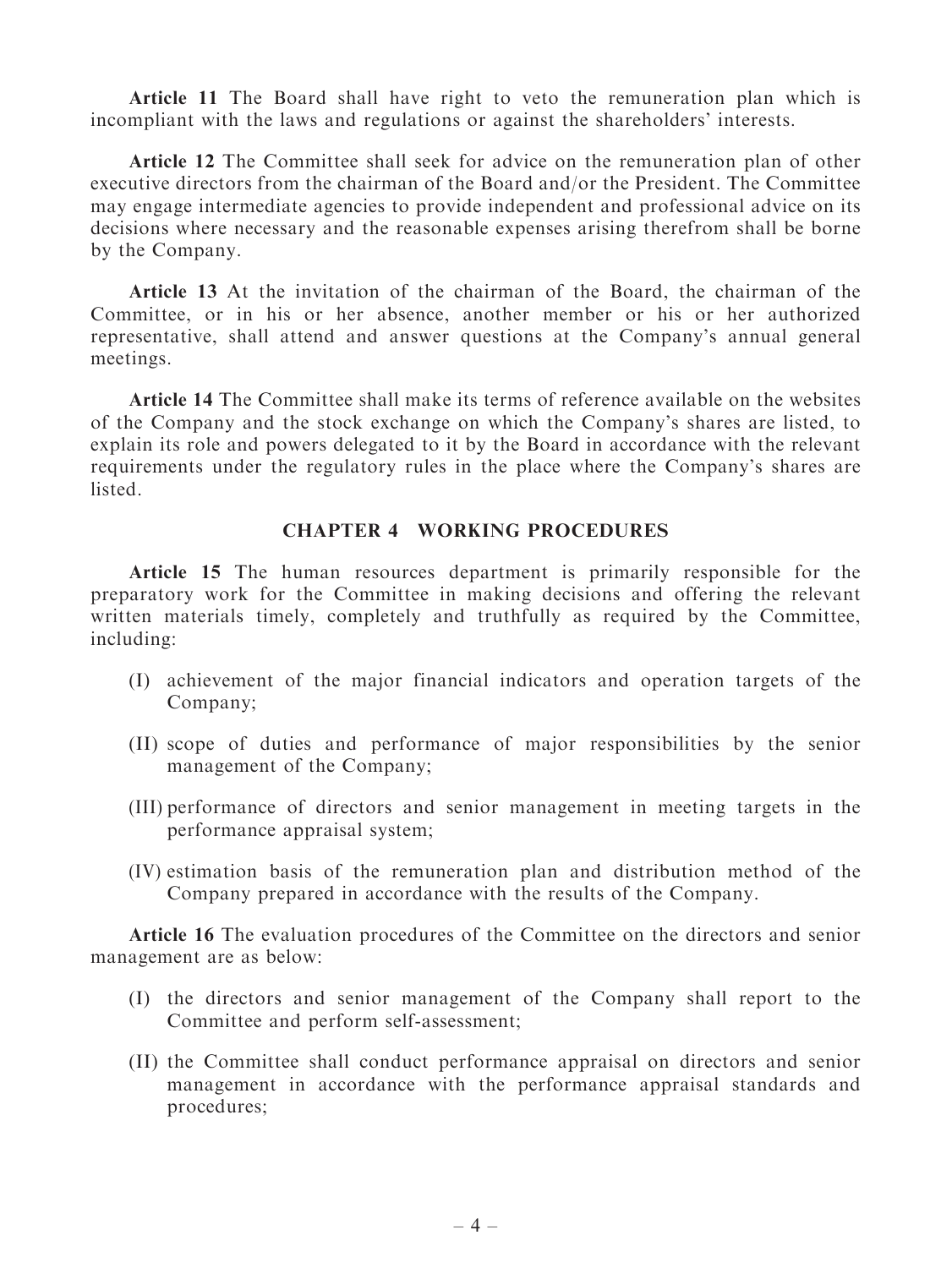**Article 11** The Board shall have right to veto the remuneration plan which is incompliant with the laws and regulations or against the shareholders' interests.

**Article 12** The Committee shall seek for advice on the remuneration plan of other executive directors from the chairman of the Board and/or the President. The Committee may engage intermediate agencies to provide independent and professional advice on its decisions where necessary and the reasonable expenses arising therefrom shall be borne by the Company.

**Article 13** At the invitation of the chairman of the Board, the chairman of the Committee, or in his or her absence, another member or his or her authorized representative, shall attend and answer questions at the Company's annual general meetings.

**Article 14** The Committee shall make its terms of reference available on the websites of the Company and the stock exchange on which the Company's shares are listed, to explain its role and powers delegated to it by the Board in accordance with the relevant requirements under the regulatory rules in the place where the Company's shares are listed.

## CHAPTER 4 WORKING PROCEDURES

**Article 15** The human resources department is primarily responsible for the preparatory work for the Committee in making decisions and offering the relevant written materials timely, completely and truthfully as required by the Committee, including:

(I) achievement of the major financial indicators and operation targets of the Company;

(II) scope of duties and performance of major responsibilities by the senior management of the Company;

(III) performance of directors and senior management in meeting targets in the performance appraisal system;

(IV) estimation basis of the remuneration plan and distribution method of the Company prepared in accordance with the results of the Company.

**Article 16** The evaluation procedures of the Committee on the directors and senior management are as below:

(I) the directors and senior management of the Company shall report to the Committee and perform self-assessment;

(II) the Committee shall conduct performance appraisal on directors and senior management in accordance with the performance appraisal standards and procedures;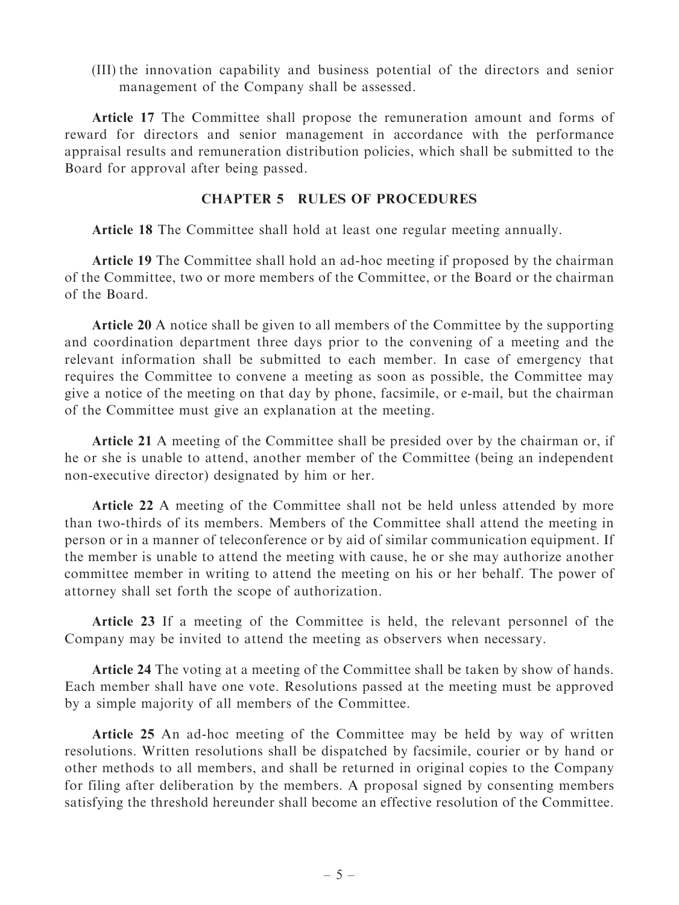(III) the innovation capability and business potential of the directors and senior management of the Company shall be assessed.

**Article 17** The Committee shall propose the remuneration amount and forms of reward for directors and senior management in accordance with the performance appraisal results and remuneration distribution policies, which shall be submitted to the Board for approval after being passed.

## CHAPTER 5 RULES OF PROCEDURES

**Article 18** The Committee shall hold at least one regular meeting annually.

**Article 19** The Committee shall hold an ad-hoc meeting if proposed by the chairman of the Committee, two or more members of the Committee, or the Board or the chairman of the Board.

**Article 20** A notice shall be given to all members of the Committee by the supporting and coordination department three days prior to the convening of a meeting and the relevant information shall be submitted to each member. In case of emergency that requires the Committee to convene a meeting as soon as possible, the Committee may give a notice of the meeting on that day by phone, facsimile, or e-mail, but the chairman of the Committee must give an explanation at the meeting.

**Article 21** A meeting of the Committee shall be presided over by the chairman or, if he or she is unable to attend, another member of the Committee (being an independent non-executive director) designated by him or her.

**Article 22** A meeting of the Committee shall not be held unless attended by more than two-thirds of its members. Members of the Committee shall attend the meeting in person or in a manner of teleconference or by aid of similar communication equipment. If the member is unable to attend the meeting with cause, he or she may authorize another committee member in writing to attend the meeting on his or her behalf. The power of attorney shall set forth the scope of authorization.

**Article 23** If a meeting of the Committee is held, the relevant personnel of the Company may be invited to attend the meeting as observers when necessary.

**Article 24** The voting at a meeting of the Committee shall be taken by show of hands. Each member shall have one vote. Resolutions passed at the meeting must be approved by a simple majority of all members of the Committee.

**Article 25** An ad-hoc meeting of the Committee may be held by way of written resolutions. Written resolutions shall be dispatched by facsimile, courier or by hand or other methods to all members, and shall be returned in original copies to the Company for filing after deliberation by the members. A proposal signed by consenting members satisfying the threshold hereunder shall become an effective resolution of the Committee.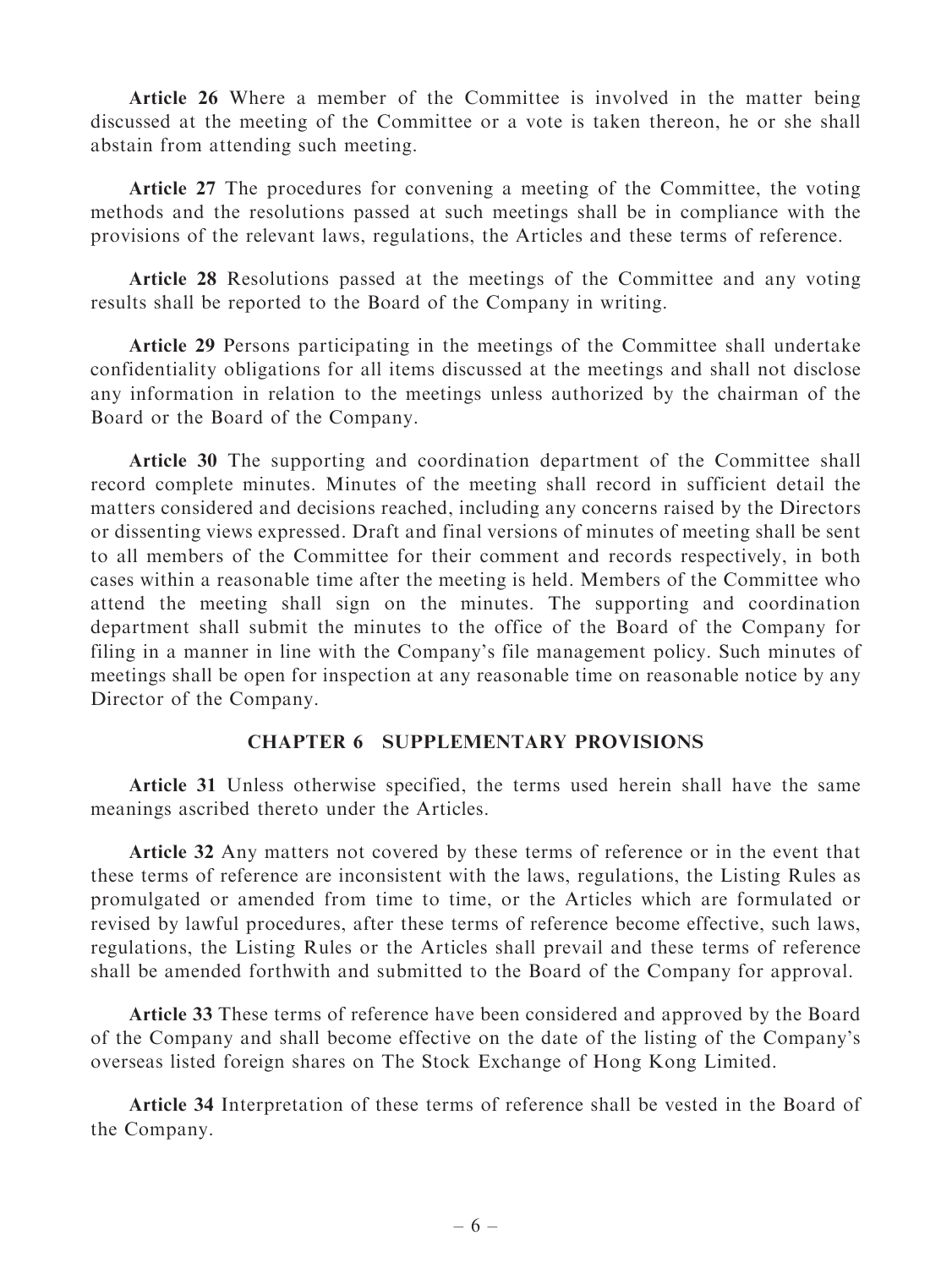**Article 26** Where a member of the Committee is involved in the matter being discussed at the meeting of the Committee or a vote is taken thereon, he or she shall abstain from attending such meeting.

**Article 27** The procedures for convening a meeting of the Committee, the voting methods and the resolutions passed at such meetings shall be in compliance with the provisions of the relevant laws, regulations, the Articles and these terms of reference.

**Article 28** Resolutions passed at the meetings of the Committee and any voting results shall be reported to the Board of the Company in writing.

**Article 29** Persons participating in the meetings of the Committee shall undertake confidentiality obligations for all items discussed at the meetings and shall not disclose any information in relation to the meetings unless authorized by the chairman of the Board or the Board of the Company.

**Article 30** The supporting and coordination department of the Committee shall record complete minutes. Minutes of the meeting shall record in sufficient detail the matters considered and decisions reached, including any concerns raised by the Directors or dissenting views expressed. Draft and final versions of minutes of meeting shall be sent to all members of the Committee for their comment and records respectively, in both cases within a reasonable time after the meeting is held. Members of the Committee who attend the meeting shall sign on the minutes. The supporting and coordination department shall submit the minutes to the office of the Board of the Company for filing in a manner in line with the Company's file management policy. Such minutes of meetings shall be open for inspection at any reasonable time on reasonable notice by any Director of the Company.

## CHAPTER 6 SUPPLEMENTARY PROVISIONS

**Article 31** Unless otherwise specified, the terms used herein shall have the same meanings ascribed thereto under the Articles.

**Article 32** Any matters not covered by these terms of reference or in the event that these terms of reference are inconsistent with the laws, regulations, the Listing Rules as promulgated or amended from time to time, or the Articles which are formulated or revised by lawful procedures, after these terms of reference become effective, such laws, regulations, the Listing Rules or the Articles shall prevail and these terms of reference shall be amended forthwith and submitted to the Board of the Company for approval.

**Article 33** These terms of reference have been considered and approved by the Board of the Company and shall become effective on the date of the listing of the Company's overseas listed foreign shares on The Stock Exchange of Hong Kong Limited.

**Article 34** Interpretation of these terms of reference shall be vested in the Board of the Company.